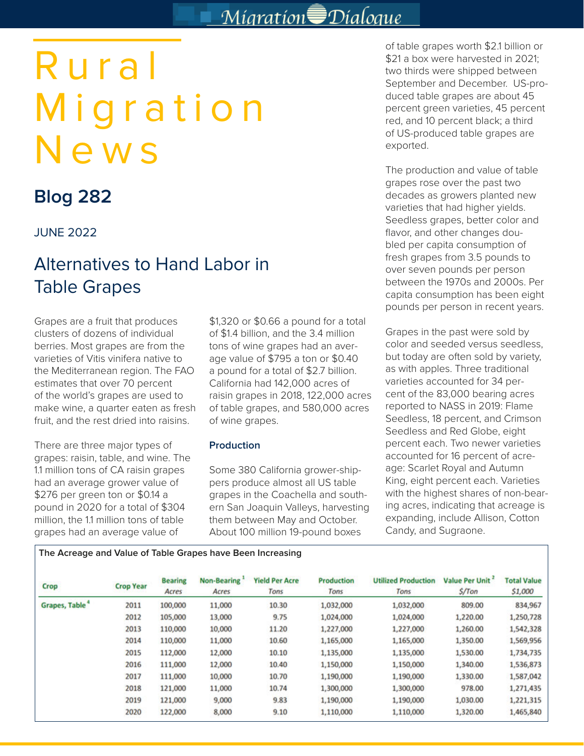# Rural Migration News

## Blog 282

JUNE 2022

## Alternatives to Hand Labor in Table Grapes

Grapes are a fruit that produces clusters of dozens of individual berries. Most grapes are from the varieties of Vitis vinifera native to the Mediterranean region. The FAO estimates that over 70 percent of the world's grapes are used to make wine, a quarter eaten as fresh fruit, and the rest dried into raisins.

There are three major types of grapes: raisin, table, and wine. The 1.1 million tons of CA raisin grapes had an average grower value of $276 per green ton or $0.14 a pound in 2020 for a total of $304 million, the 1.1 million tons of table grapes had an average value of $1,320 or $0.66 a pound for a total of $1.4 billion, and the 3.4 million tons of wine grapes had an average value of $795 a ton or $0.40 a pound for a total of $2.7 billion. California had 142,000 acres of raisin grapes in 2018, 122,000 acres of table grapes, and 580,000 acres of wine grapes.

### Production

Some 380 California grower-shippers produce almost all US table grapes in the Coachella and southern San Joaquin Valleys, harvesting them between May and October. About 100 million 19-pound boxes of table grapes worth $2.1 billion or $21 a box were harvested in 2021; two thirds were shipped between September and December. US-produced table grapes are about 45 percent green varieties, 45 percent red, and 10 percent black; a third of US-produced table grapes are exported.

The production and value of table grapes rose over the past two decades as growers planted new varieties that had higher yields. Seedless grapes, better color and flavor, and other changes doubled per capita consumption of fresh grapes from 3.5 pounds to over seven pounds per person between the 1970s and 2000s. Per capita consumption has been eight pounds per person in recent years.

Grapes in the past were sold by color and seeded versus seedless, but today are often sold by variety, as with apples. Three traditional varieties accounted for 34 percent of the 83,000 bearing acres reported to NASS in 2019: Flame Seedless, 18 percent, and Crimson Seedless and Red Globe, eight percent each. Two newer varieties accounted for 16 percent of acreage: Scarlet Royal and Autumn King, eight percent each. Varieties with the highest shares of non-bearing acres, indicating that acreage is expanding, include Allison, Cotton Candy, and Sugraone.

**The Acreage and Value of Table Grapes have Been Increasing**

| Crop | Crop Year | Bearing Acres | Non-Bearing [1] Acres | Yield Per Acre Tons | Production Tons | Utilized Production Tons | Value Per Unit [2] $/Ton | Total Value $1,000 |
|---|---|---|---|---|---|---|---|---|
| Grapes, Table [4] | 2011 | 100,000 | 11,000 | 10.30 | 1,032,000 | 1,032,000 | 809.00 | 834,967 |
| | 2012 | 105,000 | 13,000 | 9.75 | 1,024,000 | 1,024,000 | 1,220.00 | 1,250,728 |
| | 2013 | 110,000 | 10,000 | 11.20 | 1,227,000 | 1,227,000 | 1,260.00 | 1,542,328 |
| | 2014 | 110,000 | 11,000 | 10.60 | 1,165,000 | 1,165,000 | 1,350.00 | 1,569,956 |
| | 2015 | 112,000 | 12,000 | 10.10 | 1,135,000 | 1,135,000 | 1,530.00 | 1,734,735 |
| | 2016 | 111,000 | 12,000 | 10.40 | 1,150,000 | 1,150,000 | 1,340.00 | 1,536,873 |
| | 2017 | 111,000 | 10,000 | 10.70 | 1,190,000 | 1,190,000 | 1,330.00 | 1,587,042 |
| | 2018 | 121,000 | 11,000 | 10.74 | 1,300,000 | 1,300,000 | 978.00 | 1,271,435 |
| | 2019 | 121,000 | 9,000 | 9.83 | 1,190,000 | 1,190,000 | 1,030.00 | 1,221,315 |
| | 2020 | 122,000 | 8,000 | 9.10 | 1,110,000 | 1,110,000 | 1,320.00 | 1,465,840 |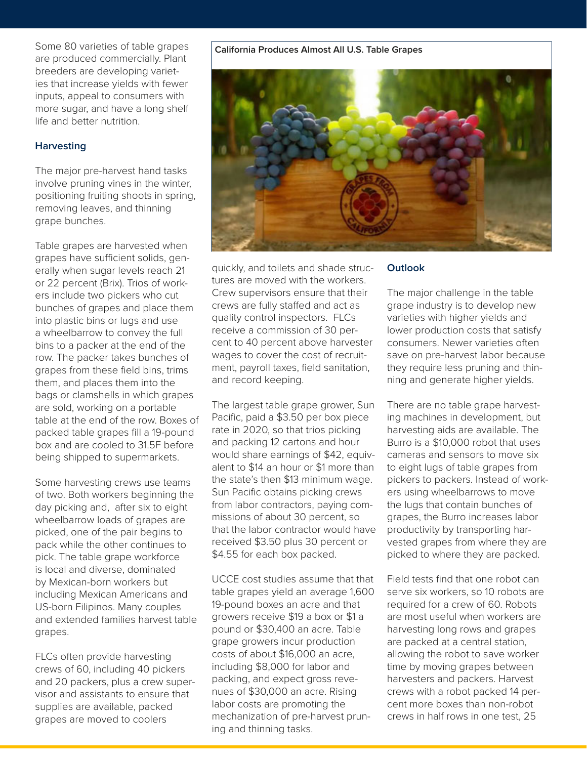Some 80 varieties of table grapes are produced commercially. Plant breeders are developing varieties that increase yields with fewer inputs, appeal to consumers with more sugar, and have a long shelf life and better nutrition.

### Harvesting

The major pre-harvest hand tasks involve pruning vines in the winter, positioning fruiting shoots in spring, removing leaves, and thinning grape bunches.

Table grapes are harvested when grapes have sufficient solids, generally when sugar levels reach 21 or 22 percent (Brix). Trios of workers include two pickers who cut bunches of grapes and place them into plastic bins or lugs and use a wheelbarrow to convey the full bins to a packer at the end of the row. The packer takes bunches of grapes from these field bins, trims them, and places them into the bags or clamshells in which grapes are sold, working on a portable table at the end of the row. Boxes of packed table grapes fill a 19-pound box and are cooled to 31.5F before being shipped to supermarkets.

Some harvesting crews use teams of two. Both workers beginning the day picking and, after six to eight wheelbarrow loads of grapes are picked, one of the pair begins to pack while the other continues to pick. The table grape workforce is local and diverse, dominated by Mexican-born workers but including Mexican Americans and US-born Filipinos. Many couples and extended families harvest table grapes.

FLCs often provide harvesting crews of 60, including 40 pickers and 20 packers, plus a crew supervisor and assistants to ensure that supplies are available, packed grapes are moved to coolers quickly, and toilets and shade structures are moved with the workers. Crew supervisors ensure that their crews are fully staffed and act as quality control inspectors. FLCs receive a commission of 30 percent to 40 percent above harvester wages to cover the cost of recruitment, payroll taxes, field sanitation, and record keeping.

California Produces Almost All U.S. Table Grapes

The largest table grape grower, Sun Pacific, paid a $3.50 per box piece rate in 2020, so that trios picking and packing 12 cartons and hour would share earnings of $42, equivalent to $14 an hour or $1 more than the state's then $13 minimum wage. Sun Pacific obtains picking crews from labor contractors, paying commissions of about 30 percent, so that the labor contractor would have received $3.50 plus 30 percent or $4.55 for each box packed.

UCCE cost studies assume that that table grapes yield an average 1,600 19-pound boxes an acre and that growers receive $19 a box or $1 a pound or $30,400 an acre. Table grape growers incur production costs of about $16,000 an acre, including $8,000 for labor and packing, and expect gross revenues of $30,000 an acre. Rising labor costs are promoting the mechanization of pre-harvest pruning and thinning tasks.

### Outlook

The major challenge in the table grape industry is to develop new varieties with higher yields and lower production costs that satisfy consumers. Newer varieties often save on pre-harvest labor because they require less pruning and thinning and generate higher yields.

There are no table grape harvesting machines in development, but harvesting aids are available. The Burro is a $10,000 robot that uses cameras and sensors to move six to eight lugs of table grapes from pickers to packers. Instead of workers using wheelbarrows to move the lugs that contain bunches of grapes, the Burro increases labor productivity by transporting harvested grapes from where they are picked to where they are packed.

Field tests find that one robot can serve six workers, so 10 robots are required for a crew of 60. Robots are most useful when workers are harvesting long rows and grapes are packed at a central station, allowing the robot to save worker time by moving grapes between harvesters and packers. Harvest crews with a robot packed 14 percent more boxes than non-robot crews in half rows in one test, 25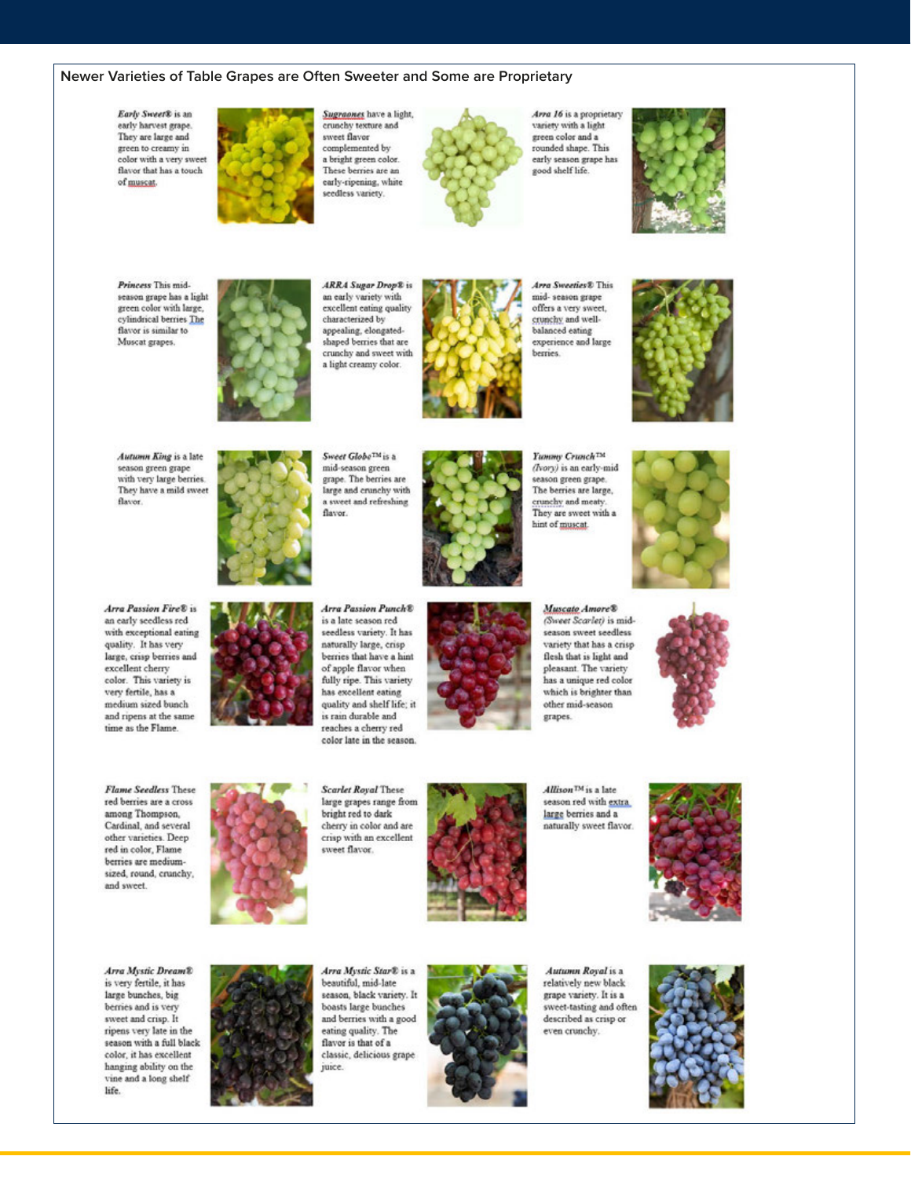## Newer Varieties of Table Grapes are Often Sweeter and Some are Proprietary

***Early Sweet®*** is an early harvest grape. They are large and green to creamy in color with a very sweet flavor that has a touch of muscat.

***Sugraones*** have a light, crunchy texture and sweet flavor complemented by a bright green color. These berries are an early-ripening, white seedless variety.

***Arra 16*** is a proprietary variety with a light green color and a rounded shape. This early season grape has good shelf life.

***Princess*** This mid-season grape has a light green color with large, cylindrical berries The flavor is similar to Muscat grapes.

***ARRA Sugar Drop®*** is an early variety with excellent eating quality characterized by appealing, elongated-shaped berries that are crunchy and sweet with a light creamy color.

***Arra Sweeties®*** This mid- season grape offers a very sweet, crunchy and well-balanced eating experience and large berries.

***Autumn King*** is a late season green grape with very large berries. They have a mild sweet flavor.

***Sweet Globe™*** is a mid-season green grape. The berries are large and crunchy with a sweet and refreshing flavor.

***Yummy Crunch™*** *(Ivory)* is an early-mid season green grape. The berries are large, crunchy and meaty. They are sweet with a hint of muscat.

***Arra Passion Fire®*** is an early seedless red with exceptional eating quality. It has very large, crisp berries and excellent cherry color. This variety is very fertile, has a medium sized bunch and ripens at the same time as the Flame.

***Arra Passion Punch®*** is a late season red seedless variety. It has naturally large, crisp berries that have a hint of apple flavor when fully ripe. This variety has excellent eating quality and shelf life; it is rain durable and reaches a cherry red color late in the season.

***Muscato Amore®*** *(Sweet Scarlet)* is mid-season sweet seedless variety that has a crisp flesh that is light and pleasant. The variety has a unique red color which is brighter than other mid-season grapes.

***Flame Seedless*** These red berries are a cross among Thompson, Cardinal, and several other varieties. Deep red in color, Flame berries are medium-sized, round, crunchy, and sweet.

***Scarlet Royal*** These large grapes range from bright red to dark cherry in color and are crisp with an excellent sweet flavor.

***Allison™*** is a late season red with extra large berries and a naturally sweet flavor.

***Arra Mystic Dream®*** is very fertile, it has large bunches, big berries and is very sweet and crisp. It ripens very late in the season with a full black color, it has excellent hanging ability on the vine and a long shelf life.

***Arra Mystic Star®*** is a beautiful, mid-late season, black variety. It boasts large bunches and berries with a good eating quality. The flavor is that of a classic, delicious grape juice.

***Autumn Royal*** is a relatively new black grape variety. It is a sweet-tasting and often described as crisp or even crunchy.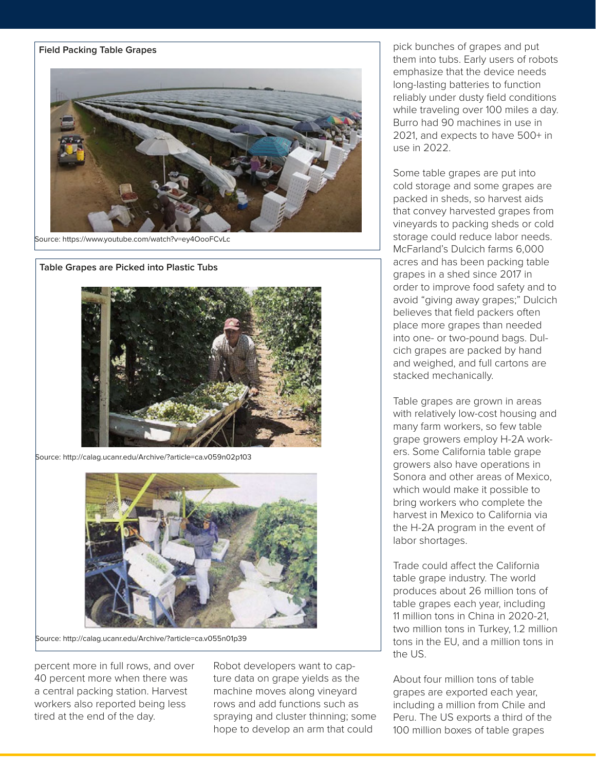**Field Packing Table Grapes**

Source: https://www.youtube.com/watch?v=ey4OooFCvLc

**Table Grapes are Picked into Plastic Tubs**

Source: http://calag.ucanr.edu/Archive/?article=ca.v059n02p103

Source: http://calag.ucanr.edu/Archive/?article=ca.v055n01p39

percent more in full rows, and over 40 percent more when there was a central packing station. Harvest workers also reported being less tired at the end of the day.

Robot developers want to capture data on grape yields as the machine moves along vineyard rows and add functions such as spraying and cluster thinning; some hope to develop an arm that could pick bunches of grapes and put them into tubs. Early users of robots emphasize that the device needs long-lasting batteries to function reliably under dusty field conditions while traveling over 100 miles a day. Burro had 90 machines in use in 2021, and expects to have 500+ in use in 2022.

Some table grapes are put into cold storage and some grapes are packed in sheds, so harvest aids that convey harvested grapes from vineyards to packing sheds or cold storage could reduce labor needs. McFarland's Dulcich farms 6,000 acres and has been packing table grapes in a shed since 2017 in order to improve food safety and to avoid "giving away grapes;" Dulcich believes that field packers often place more grapes than needed into one- or two-pound bags. Dulcich grapes are packed by hand and weighed, and full cartons are stacked mechanically.

Table grapes are grown in areas with relatively low-cost housing and many farm workers, so few table grape growers employ H-2A workers. Some California table grape growers also have operations in Sonora and other areas of Mexico, which would make it possible to bring workers who complete the harvest in Mexico to California via the H-2A program in the event of labor shortages.

Trade could affect the California table grape industry. The world produces about 26 million tons of table grapes each year, including 11 million tons in China in 2020-21, two million tons in Turkey, 1.2 million tons in the EU, and a million tons in the US.

About four million tons of table grapes are exported each year, including a million from Chile and Peru. The US exports a third of the 100 million boxes of table grapes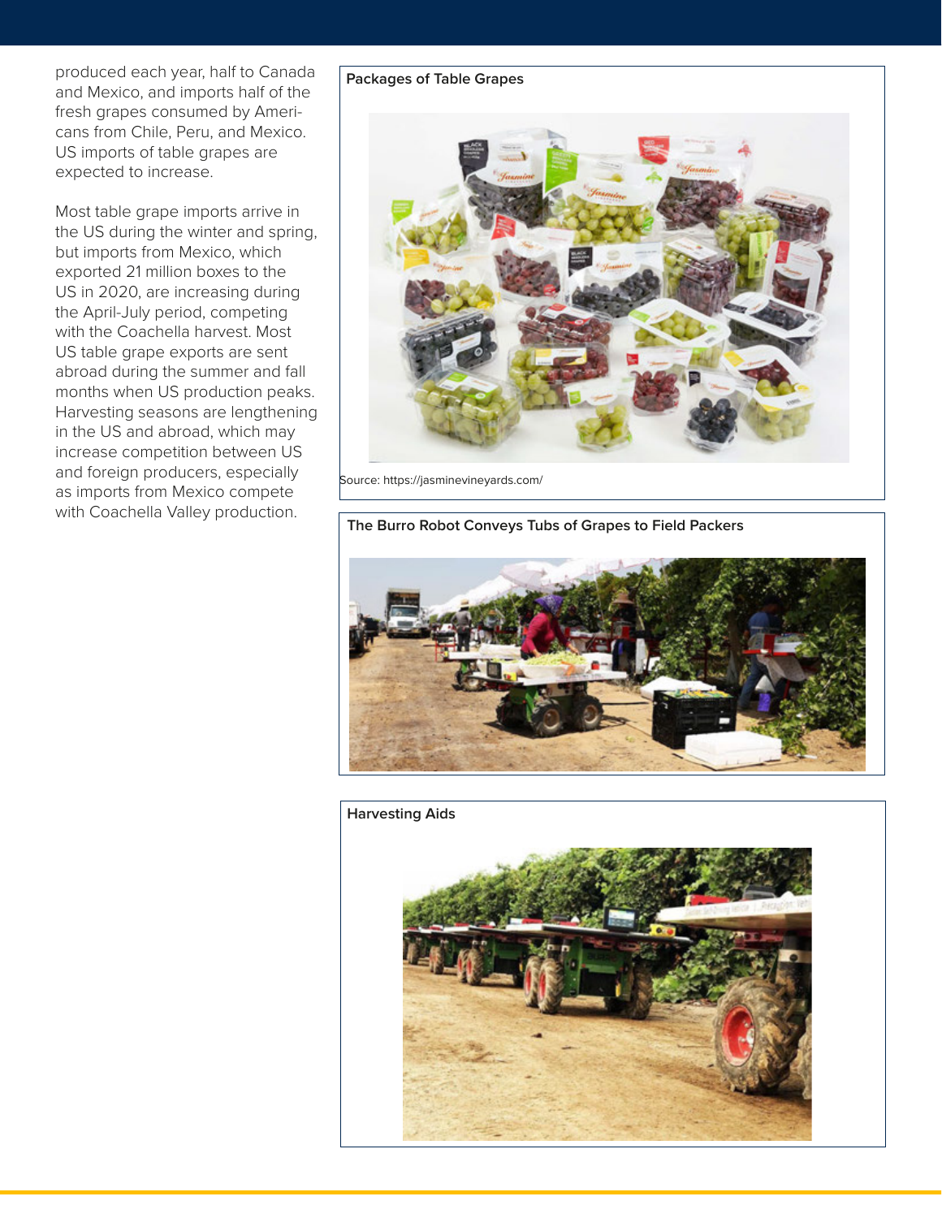produced each year, half to Canada and Mexico, and imports half of the fresh grapes consumed by Americans from Chile, Peru, and Mexico. US imports of table grapes are expected to increase.

Most table grape imports arrive in the US during the winter and spring, but imports from Mexico, which exported 21 million boxes to the US in 2020, are increasing during the April-July period, competing with the Coachella harvest. Most US table grape exports are sent abroad during the summer and fall months when US production peaks. Harvesting seasons are lengthening in the US and abroad, which may increase competition between US and foreign producers, especially as imports from Mexico compete with Coachella Valley production.

**Packages of Table Grapes**

Source: https://jasminevineyards.com/

**The Burro Robot Conveys Tubs of Grapes to Field Packers**

**Harvesting Aids**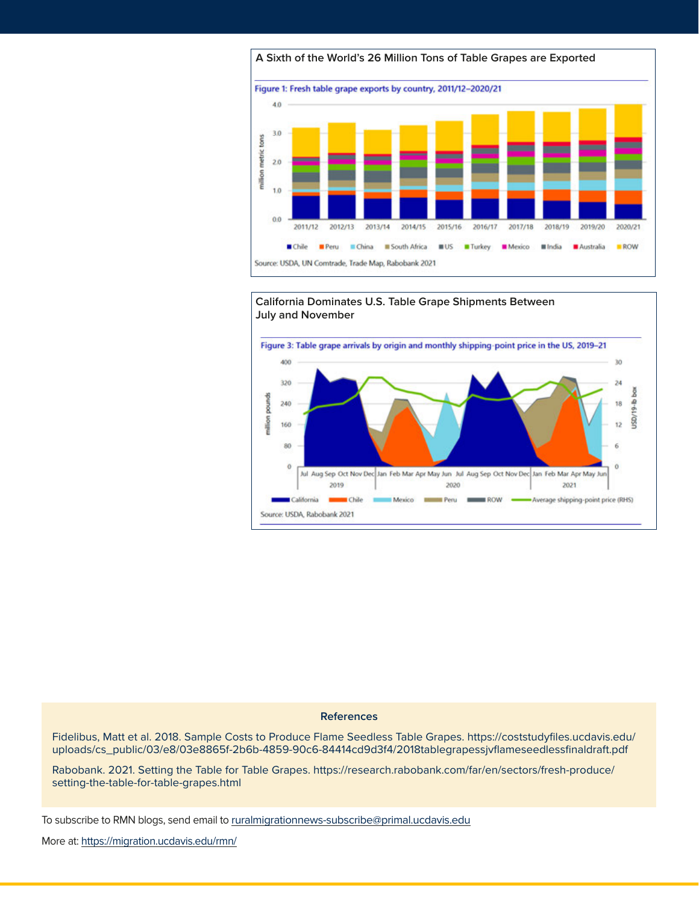**A Sixth of the World's 26 Million Tons of Table Grapes are Exported**

Figure 1: Fresh table grape exports by country, 2011/12–2020/21

4.0
3.0
2.0
1.0
0.0

million metric tons

2011/12 2012/13 2013/14 2014/15 2015/16 2016/17 2017/18 2018/19 2019/20 2020/21

Chile Peru China South Africa US Turkey Mexico India Australia ROW

Source: USDA, UN Comtrade, Trade Map, Rabobank 2021

**California Dominates U.S. Table Grape Shipments Between July and November**

Figure 3: Table grape arrivals by origin and monthly shipping-point price in the US, 2019–21

400
320
240
160
80
0

million pounds

30
24
18
12
6
0

USD/19-lb box

Jul Aug Sep Oct Nov Dec Jan Feb Mar Apr May Jun Jul Aug Sep Oct Nov Dec Jan Feb Mar Apr May Jun

2019 2020 2021

California Chile Mexico Peru ROW Average shipping-point price (RHS)

Source: USDA, Rabobank 2021

## References

Fidelibus, Matt et al. 2018. Sample Costs to Produce Flame Seedless Table Grapes. https://coststudyfiles.ucdavis.edu/uploads/cs_public/03/e8/03e8865f-2b6b-4859-90c6-84414cd9d3f4/2018tablegrapessjvflameseedlessfinaldraft.pdf

Rabobank. 2021. Setting the Table for Table Grapes. https://research.rabobank.com/far/en/sectors/fresh-produce/setting-the-table-for-table-grapes.html

To subscribe to RMN blogs, send email to ruralmigrationnews-subscribe@primal.ucdavis.edu

More at: https://migration.ucdavis.edu/rmn/